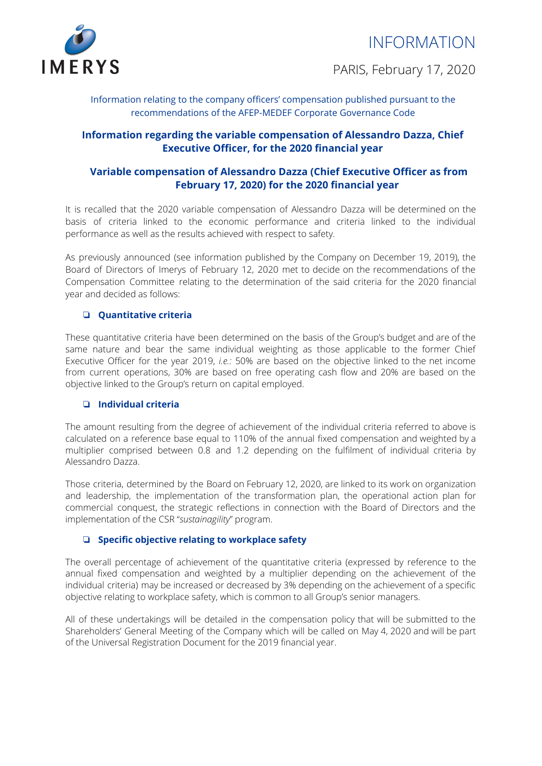IMERYS

# INFORMATION

PARIS, February 17, 2020

Information relating to the company officers' compensation published pursuant to the recommendations of the AFEP-MEDEF Corporate Governance Code

## Information regarding the variable compensation of Alessandro Dazza, Chief Executive Officer, for the 2020 financial year

## Variable compensation of Alessandro Dazza (Chief Executive Officer as from February 17, 2020) for the 2020 financial year

It is recalled that the 2020 variable compensation of Alessandro Dazza will be determined on the basis of criteria linked to the economic performance and criteria linked to the individual performance as well as the results achieved with respect to safety.

As previously announced (see information published by the Company on December 19, 2019), the Board of Directors of Imerys of February 12, 2020 met to decide on the recommendations of the Compensation Committee relating to the determination of the said criteria for the 2020 financial year and decided as follows:

### ❑ Quantitative criteria

These quantitative criteria have been determined on the basis of the Group's budget and are of the same nature and bear the same individual weighting as those applicable to the former Chief Executive Officer for the year 2019, *i.e.:* 50% are based on the objective linked to the net income from current operations, 30% are based on free operating cash flow and 20% are based on the objective linked to the Group's return on capital employed.

### ❑ Individual criteria

The amount resulting from the degree of achievement of the individual criteria referred to above is calculated on a reference base equal to 110% of the annual fixed compensation and weighted by a multiplier comprised between 0.8 and 1.2 depending on the fulfilment of individual criteria by Alessandro Dazza.

Those criteria, determined by the Board on February 12, 2020, are linked to its work on organization and leadership, the implementation of the transformation plan, the operational action plan for commercial conquest, the strategic reflections in connection with the Board of Directors and the implementation of the CSR "*sustainagility*" program.

### ❑ Specific objective relating to workplace safety

The overall percentage of achievement of the quantitative criteria (expressed by reference to the annual fixed compensation and weighted by a multiplier depending on the achievement of the individual criteria) may be increased or decreased by 3% depending on the achievement of a specific objective relating to workplace safety, which is common to all Group's senior managers.

All of these undertakings will be detailed in the compensation policy that will be submitted to the Shareholders' General Meeting of the Company which will be called on May 4, 2020 and will be part of the Universal Registration Document for the 2019 financial year.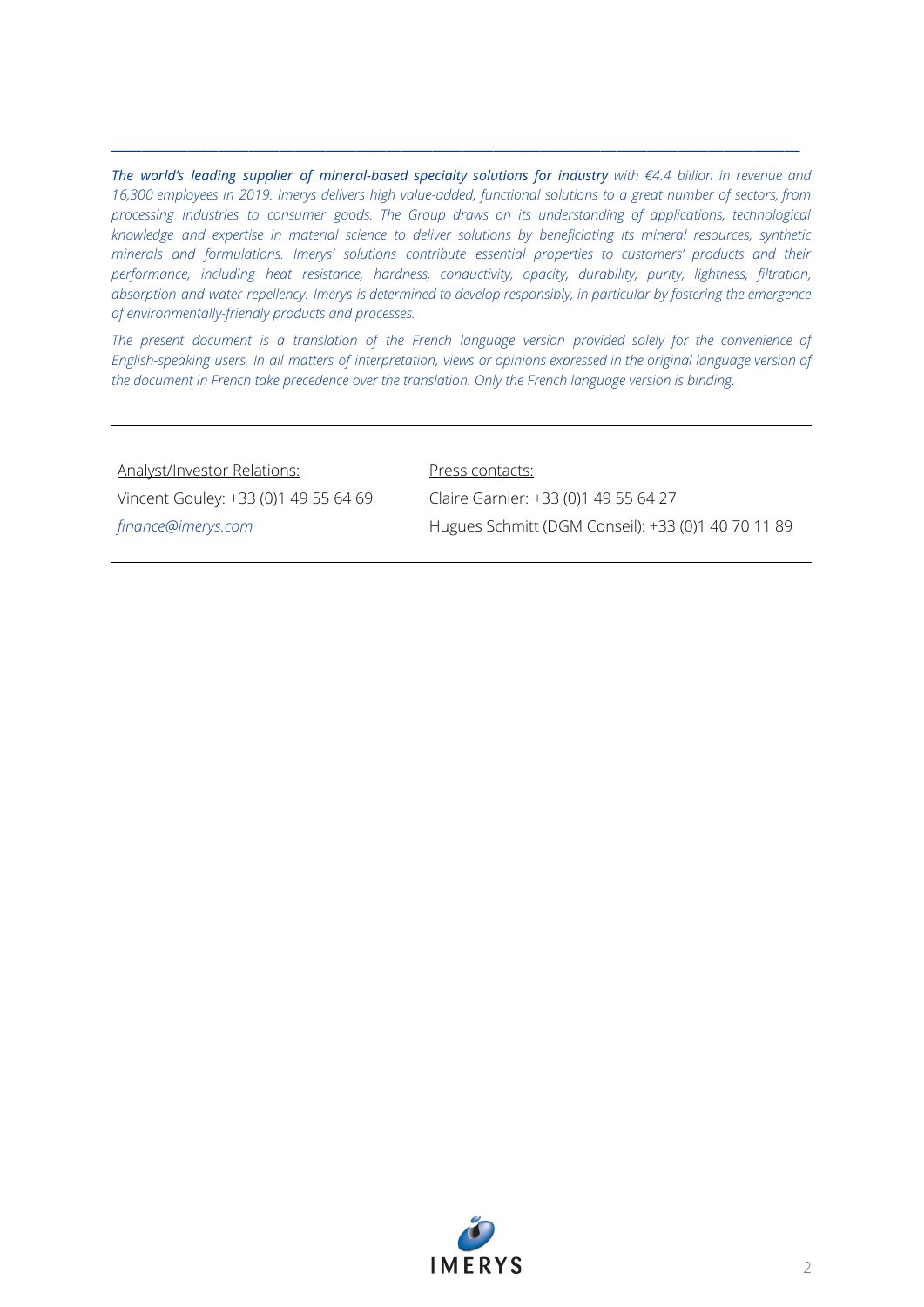***The world's leading supplier of mineral-based specialty solutions for industry** with €4.4 billion in revenue and 16,300 employees in 2019. Imerys delivers high value-added, functional solutions to a great number of sectors, from processing industries to consumer goods. The Group draws on its understanding of applications, technological knowledge and expertise in material science to deliver solutions by beneficiating its mineral resources, synthetic minerals and formulations. Imerys' solutions contribute essential properties to customers' products and their performance, including heat resistance, hardness, conductivity, opacity, durability, purity, lightness, filtration, absorption and water repellency. Imerys is determined to develop responsibly, in particular by fostering the emergence of environmentally-friendly products and processes.*

*The present document is a translation of the French language version provided solely for the convenience of English-speaking users. In all matters of interpretation, views or opinions expressed in the original language version of the document in French take precedence over the translation. Only the French language version is binding.*

---

Analyst/Investor Relations:

Vincent Gouley: +33 (0)1 49 55 64 69

*finance@imerys.com*

Press contacts:

Claire Garnier: +33 (0)1 49 55 64 27

Hugues Schmitt (DGM Conseil): +33 (0)1 40 70 11 89

---